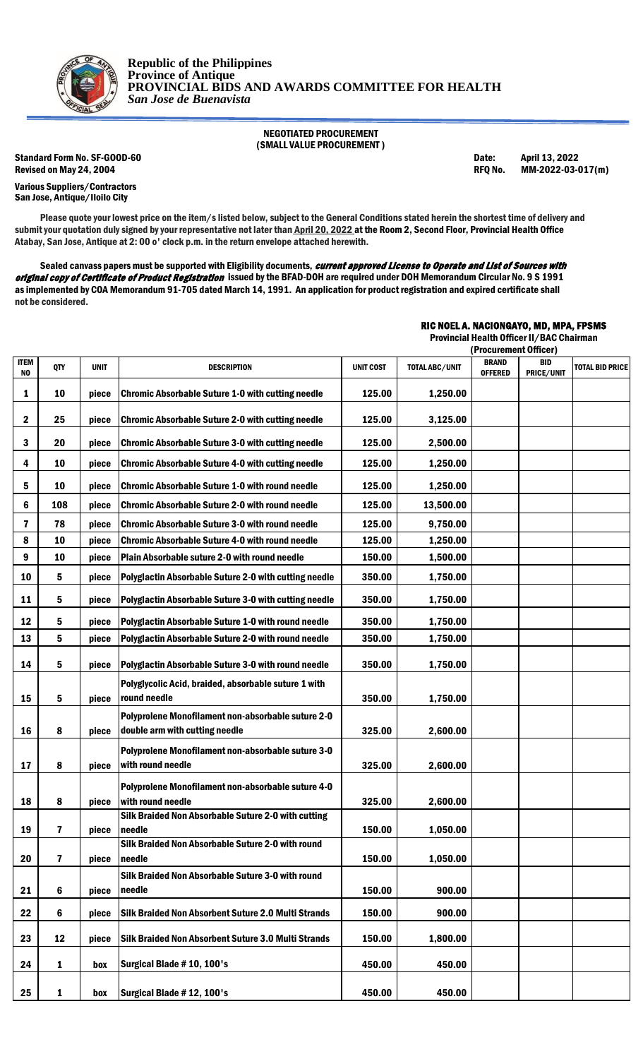**Republic of the Philippines**
**Province of Antique**
**PROVINCIAL BIDS AND AWARDS COMMITTEE FOR HEALTH**
*San Jose de Buenavista*

**NEGOTIATED PROCUREMENT**
**(SMALL VALUE PROCUREMENT )**

**Standard Form No. SF-GOOD-60** **Date: April 13, 2022**
**Revised on May 24, 2004** **RFQ No. MM-2022-03-017(m)**

**Various Suppliers/Contractors**
**San Jose, Antique/Iloilo City**

**Please quote your lowest price on the item/s listed below, subject to the General Conditions stated herein the shortest time of delivery and submit your quotation duly signed by your representative not later than April 20, 2022 at the Room 2, Second Floor, Provincial Health Office Atabay, San Jose, Antique at 2: 00 o' clock p.m. in the return envelope attached herewith.**

**Sealed canvass papers must be supported with Eligibility documents, *current approved License to Operate and List of Sources with original copy of Certificate of Product Registration* issued by the BFAD-DOH are required under DOH Memorandum Circular No. 9 S 1991 as implemented by COA Memorandum 91-705 dated March 14, 1991. An application for product registration and expired certificate shall not be considered.**

**RIC NOEL A. NACIONGAYO, MD, MPA, FPSMS**
**Provincial Health Officer II/BAC Chairman**
**(Procurement Officer)**

| ITEM NO | QTY | UNIT | DESCRIPTION | UNIT COST | TOTAL ABC/UNIT | BRAND OFFERED | BID PRICE/UNIT | TOTAL BID PRICE |
|---|---|---|---|---|---|---|---|---|
| 1 | 10 | piece | Chromic Absorbable Suture 1-0 with cutting needle | 125.00 | 1,250.00 | | | |
| 2 | 25 | piece | Chromic Absorbable Suture 2-0 with cutting needle | 125.00 | 3,125.00 | | | |
| 3 | 20 | piece | Chromic Absorbable Suture 3-0 with cutting needle | 125.00 | 2,500.00 | | | |
| 4 | 10 | piece | Chromic Absorbable Suture 4-0 with cutting needle | 125.00 | 1,250.00 | | | |
| 5 | 10 | piece | Chromic Absorbable Suture 1-0 with round needle | 125.00 | 1,250.00 | | | |
| 6 | 108 | piece | Chromic Absorbable Suture 2-0 with round needle | 125.00 | 13,500.00 | | | |
| 7 | 78 | piece | Chromic Absorbable Suture 3-0 with round needle | 125.00 | 9,750.00 | | | |
| 8 | 10 | piece | Chromic Absorbable Suture 4-0 with round needle | 125.00 | 1,250.00 | | | |
| 9 | 10 | piece | Plain Absorbable suture 2-0 with round needle | 150.00 | 1,500.00 | | | |
| 10 | 5 | piece | Polyglactin Absorbable Suture 2-0 with cutting needle | 350.00 | 1,750.00 | | | |
| 11 | 5 | piece | Polyglactin Absorbable Suture 3-0 with cutting needle | 350.00 | 1,750.00 | | | |
| 12 | 5 | piece | Polyglactin Absorbable Suture 1-0 with round needle | 350.00 | 1,750.00 | | | |
| 13 | 5 | piece | Polyglactin Absorbable Suture 2-0 with round needle | 350.00 | 1,750.00 | | | |
| 14 | 5 | piece | Polyglactin Absorbable Suture 3-0 with round needle | 350.00 | 1,750.00 | | | |
| 15 | 5 | piece | Polyglycolic Acid, braided, absorbable suture 1 with round needle | 350.00 | 1,750.00 | | | |
| 16 | 8 | piece | Polyprolene Monofilament non-absorbable suture 2-0 double arm with cutting needle | 325.00 | 2,600.00 | | | |
| 17 | 8 | piece | Polyprolene Monofilament non-absorbable suture 3-0 with round needle | 325.00 | 2,600.00 | | | |
| 18 | 8 | piece | Polyprolene Monofilament non-absorbable suture 4-0 with round needle | 325.00 | 2,600.00 | | | |
| 19 | 7 | piece | Silk Braided Non Absorbable Suture 2-0 with cutting needle | 150.00 | 1,050.00 | | | |
| 20 | 7 | piece | Silk Braided Non Absorbable Suture 2-0 with round needle | 150.00 | 1,050.00 | | | |
| 21 | 6 | piece | Silk Braided Non Absorbable Suture 3-0 with round needle | 150.00 | 900.00 | | | |
| 22 | 6 | piece | Silk Braided Non Absorbent Suture 2.0 Multi Strands | 150.00 | 900.00 | | | |
| 23 | 12 | piece | Silk Braided Non Absorbent Suture 3.0 Multi Strands | 150.00 | 1,800.00 | | | |
| 24 | 1 | box | Surgical Blade # 10, 100's | 450.00 | 450.00 | | | |
| 25 | 1 | box | Surgical Blade # 12, 100's | 450.00 | 450.00 | | | |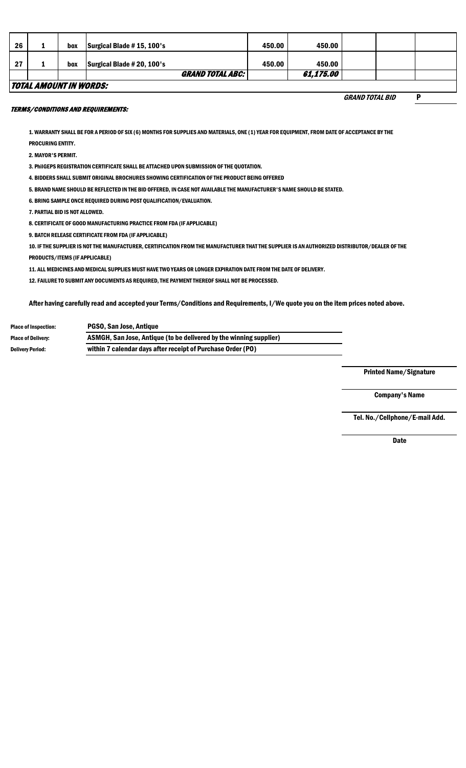| | | | | | | | | |
|---|---|---|---|---|---|---|---|---|
| 26 | 1 | box | Surgical Blade # 15, 100's | 450.00 | 450.00 | | | |
| 27 | 1 | box | Surgical Blade # 20, 100's | 450.00 | 450.00 | | | |
| | | | ***GRAND TOTAL ABC:*** | | ***61,175.00*** | | | |
| ***TOTAL AMOUNT IN WORDS:*** | | | | | | | | |

***GRAND TOTAL BID*** **P**

***TERMS/CONDITIONS AND REQUIREMENTS:***

1. WARRANTY SHALL BE FOR A PERIOD OF SIX (6) MONTHS FOR SUPPLIES AND MATERIALS, ONE (1) YEAR FOR EQUIPMENT, FROM DATE OF ACCEPTANCE BY THE PROCURING ENTITY.
2. MAYOR'S PERMIT.
3. PhilGEPS REGISTRATION CERTIFICATE SHALL BE ATTACHED UPON SUBMISSION OF THE QUOTATION.
4. BIDDERS SHALL SUBMIT ORIGINAL BROCHURES SHOWING CERTIFICATION OF THE PRODUCT BEING OFFERED
5. BRAND NAME SHOULD BE REFLECTED IN THE BID OFFERED, IN CASE NOT AVAILABLE THE MANUFACTURER'S NAME SHOULD BE STATED.
6. BRING SAMPLE ONCE REQUIRED DURING POST QUALIFICATION/EVALUATION.
7. PARTIAL BID IS NOT ALLOWED.
8. CERTIFICATE OF GOOD MANUFACTURING PRACTICE FROM FDA (IF APPLICABLE)
9. BATCH RELEASE CERTIFICATE FROM FDA (IF APPLICABLE)
10. IF THE SUPPLIER IS NOT THE MANUFACTURER, CERTIFICATION FROM THE MANUFACTURER THAT THE SUPPLIER IS AN AUTHORIZED DISTRIBUTOR/DEALER OF THE PRODUCTS/ITEMS (IF APPLICABLE)
11. ALL MEDICINES AND MEDICAL SUPPLIES MUST HAVE TWO YEARS OR LONGER EXPIRATION DATE FROM THE DATE OF DELIVERY.
12. FAILURE TO SUBMIT ANY DOCUMENTS AS REQUIRED, THE PAYMENT THEREOF SHALL NOT BE PROCESSED.

**After having carefully read and accepted your Terms/Conditions and Requirements, I/We quote you on the item prices noted above.**

Place of Inspection: **PGSO, San Jose, Antique**

Place of Delivery: **ASMGH, San Jose, Antique (to be delivered by the winning supplier)**

Delivery Period: **within 7 calendar days after receipt of Purchase Order (PO)**

**Printed Name/Signature**

**Company's Name**

**Tel. No./Cellphone/E-mail Add.**

**Date**